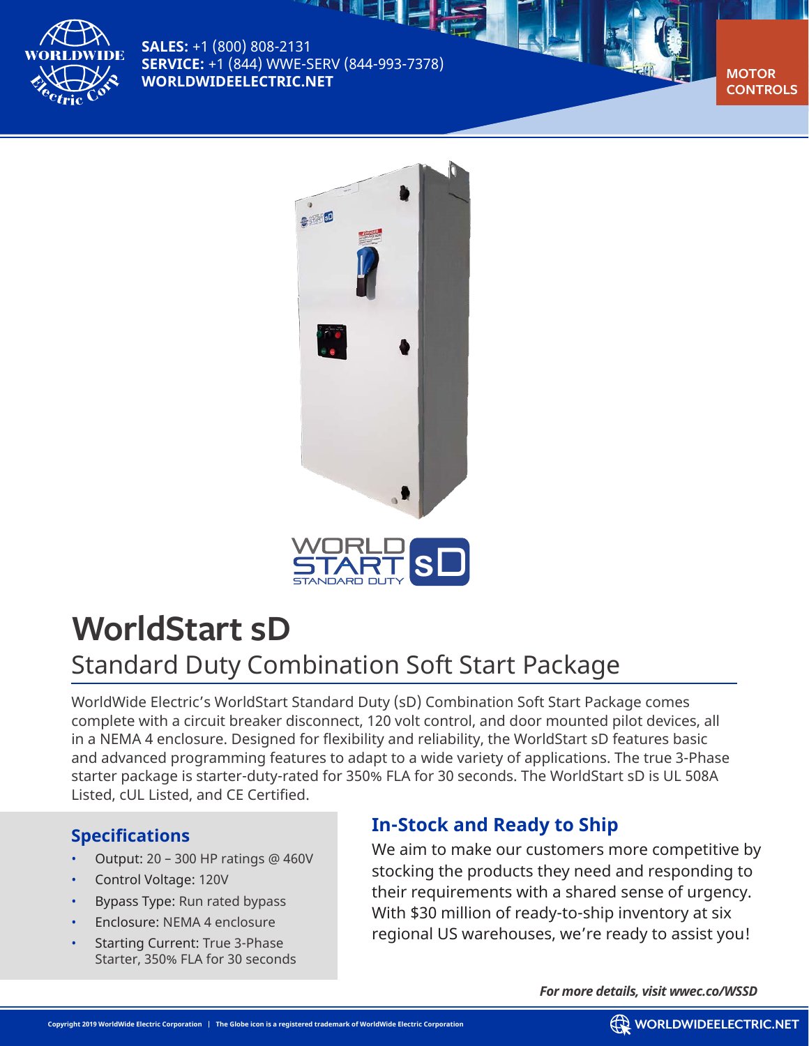SALES: +1 (800) 808-2131
SERVICE: +1 (844) WWE-SERV (844-993-7378)
WORLDWIDEELECTRIC.NET

MOTOR CONTROLS

# WorldStart sD

## Standard Duty Combination Soft Start Package

WorldWide Electric's WorldStart Standard Duty (sD) Combination Soft Start Package comes complete with a circuit breaker disconnect, 120 volt control, and door mounted pilot devices, all in a NEMA 4 enclosure. Designed for flexibility and reliability, the WorldStart sD features basic and advanced programming features to adapt to a wide variety of applications. The true 3-Phase starter package is starter-duty-rated for 350% FLA for 30 seconds. The WorldStart sD is UL 508A Listed, cUL Listed, and CE Certified.

### Specifications

- Output: 20 – 300 HP ratings @ 460V
- Control Voltage: 120V
- Bypass Type: Run rated bypass
- Enclosure: NEMA 4 enclosure
- Starting Current: True 3-Phase Starter, 350% FLA for 30 seconds

### In-Stock and Ready to Ship

We aim to make our customers more competitive by stocking the products they need and responding to their requirements with a shared sense of urgency. With $30 million of ready-to-ship inventory at six regional US warehouses, we're ready to assist you!

***For more details, visit wwec.co/WSSD***

Copyright 2019 WorldWide Electric Corporation | The Globe icon is a registered trademark of WorldWide Electric Corporation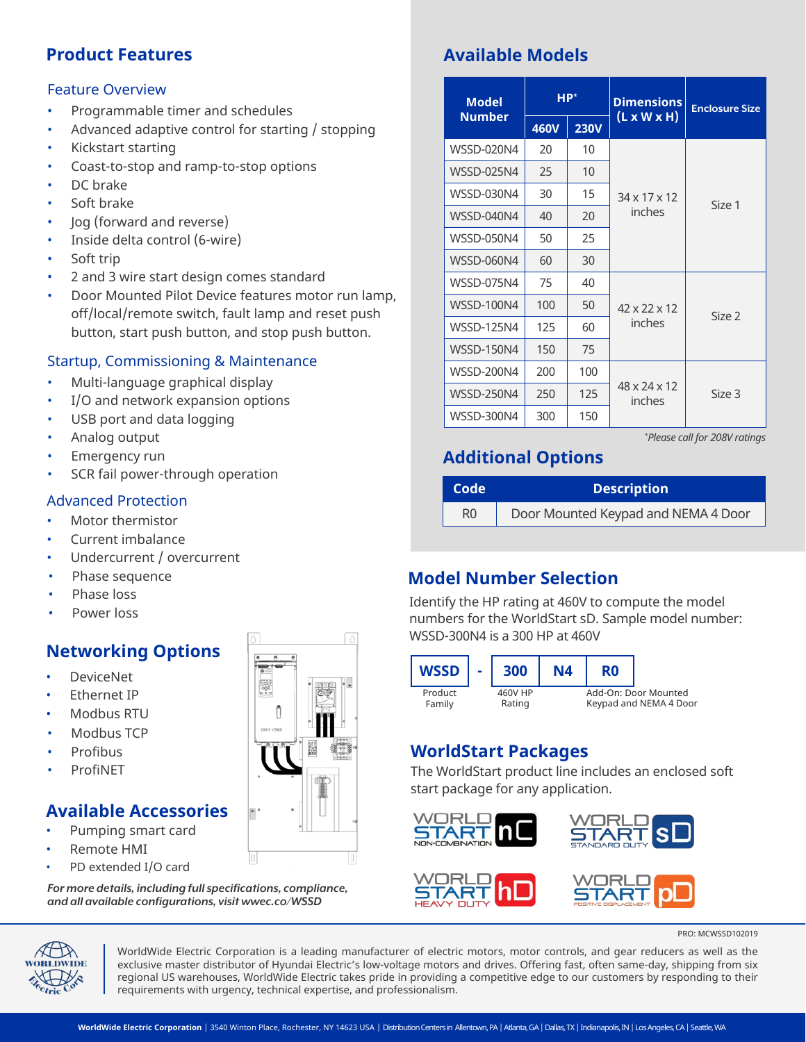## Product Features

### Feature Overview

- Programmable timer and schedules
- Advanced adaptive control for starting / stopping
- Kickstart starting
- Coast-to-stop and ramp-to-stop options
- DC brake
- Soft brake
- Jog (forward and reverse)
- Inside delta control (6-wire)
- Soft trip
- 2 and 3 wire start design comes standard
- Door Mounted Pilot Device features motor run lamp, off/local/remote switch, fault lamp and reset push button, start push button, and stop push button.

### Startup, Commissioning & Maintenance

- Multi-language graphical display
- I/O and network expansion options
- USB port and data logging
- Analog output
- Emergency run
- SCR fail power-through operation

### Advanced Protection

- Motor thermistor
- Current imbalance
- Undercurrent / overcurrent
- Phase sequence
- Phase loss
- Power loss

## Networking Options

- DeviceNet
- Ethernet IP
- Modbus RTU
- Modbus TCP
- Profibus
- ProfiNET

## Available Accessories

- Pumping smart card
- Remote HMI
- PD extended I/O card

*For more details, including full specifications, compliance, and all available configurations, visit wwec.co/WSSD*

## Available Models

| Model Number | HP* | | Dimensions (L x W x H) | Enclosure Size |
|---|---|---|---|---|
| | 460V | 230V | | |
| WSSD-020N4 | 20 | 10 | 34 x 17 x 12 inches | Size 1 |
| WSSD-025N4 | 25 | 10 | | |
| WSSD-030N4 | 30 | 15 | | |
| WSSD-040N4 | 40 | 20 | | |
| WSSD-050N4 | 50 | 25 | | |
| WSSD-060N4 | 60 | 30 | | |
| WSSD-075N4 | 75 | 40 | 42 x 22 x 12 inches | Size 2 |
| WSSD-100N4 | 100 | 50 | | |
| WSSD-125N4 | 125 | 60 | | |
| WSSD-150N4 | 150 | 75 | | |
| WSSD-200N4 | 200 | 100 | 48 x 24 x 12 inches | Size 3 |
| WSSD-250N4 | 250 | 125 | | |
| WSSD-300N4 | 300 | 150 | | |

*Please call for 208V ratings*

## Additional Options

| Code | Description |
|---|---|
| R0 | Door Mounted Keypad and NEMA 4 Door |

## Model Number Selection

Identify the HP rating at 460V to compute the model numbers for the WorldStart sD. Sample model number: WSSD-300N4 is a 300 HP at 460V

| WSSD | - | 300 | N4 | R0 |
|---|---|---|---|---|
| Product Family | | 460V HP Rating | | Add-On: Door Mounted Keypad and NEMA 4 Door |

## WorldStart Packages

The WorldStart product line includes an enclosed soft start package for any application.

WORLD START nC NON-COMBINATION

WORLD START sD STANDARD DUTY

WORLD START hD HEAVY DUTY

WORLD START pD POSITIVE DISPLACEMENT

PRO: MCWSSD102019

WorldWide Electric Corporation is a leading manufacturer of electric motors, motor controls, and gear reducers as well as the exclusive master distributor of Hyundai Electric's low-voltage motors and drives. Offering fast, often same-day, shipping from six regional US warehouses, WorldWide Electric takes pride in providing a competitive edge to our customers by responding to their requirements with urgency, technical expertise, and professionalism.

**WorldWide Electric Corporation** | 3540 Winton Place, Rochester, NY 14623 USA | Distribution Centers in Allentown, PA | Atlanta, GA | Dallas, TX | Indianapolis, IN | Los Angeles, CA | Seattle, WA